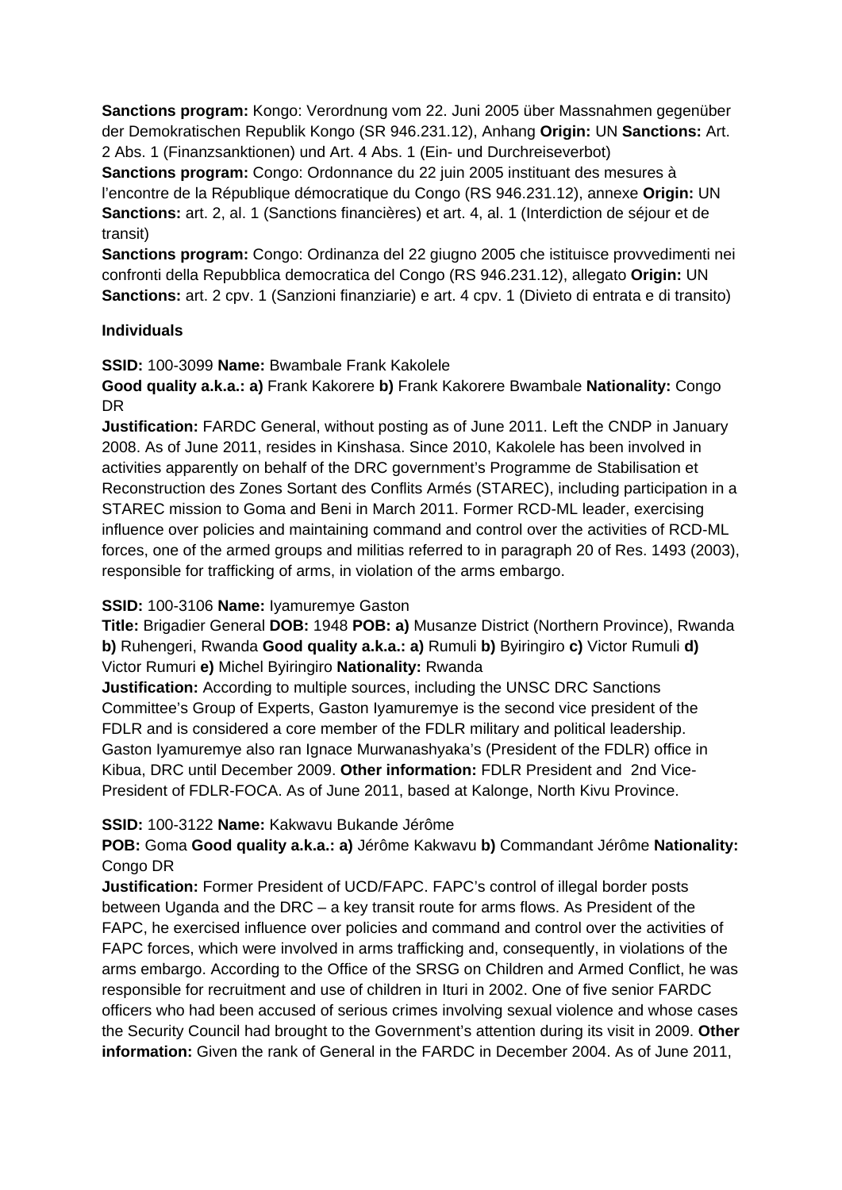**Sanctions program:** Kongo: Verordnung vom 22. Juni 2005 über Massnahmen gegenüber der Demokratischen Republik Kongo (SR 946.231.12), Anhang **Origin:** UN **Sanctions:** Art. 2 Abs. 1 (Finanzsanktionen) und Art. 4 Abs. 1 (Ein- und Durchreiseverbot)
**Sanctions program:** Congo: Ordonnance du 22 juin 2005 instituant des mesures à l'encontre de la République démocratique du Congo (RS 946.231.12), annexe **Origin:** UN **Sanctions:** art. 2, al. 1 (Sanctions financières) et art. 4, al. 1 (Interdiction de séjour et de transit)
**Sanctions program:** Congo: Ordinanza del 22 giugno 2005 che istituisce provvedimenti nei confronti della Repubblica democratica del Congo (RS 946.231.12), allegato **Origin:** UN **Sanctions:** art. 2 cpv. 1 (Sanzioni finanziarie) e art. 4 cpv. 1 (Divieto di entrata e di transito)

**Individuals**

**SSID:** 100-3099 **Name:** Bwambale Frank Kakolele
**Good quality a.k.a.: a)** Frank Kakorere **b)** Frank Kakorere Bwambale **Nationality:** Congo DR
**Justification:** FARDC General, without posting as of June 2011. Left the CNDP in January 2008. As of June 2011, resides in Kinshasa. Since 2010, Kakolele has been involved in activities apparently on behalf of the DRC government's Programme de Stabilisation et Reconstruction des Zones Sortant des Conflits Armés (STAREC), including participation in a STAREC mission to Goma and Beni in March 2011. Former RCD-ML leader, exercising influence over policies and maintaining command and control over the activities of RCD-ML forces, one of the armed groups and militias referred to in paragraph 20 of Res. 1493 (2003), responsible for trafficking of arms, in violation of the arms embargo.

**SSID:** 100-3106 **Name:** Iyamuremye Gaston
**Title:** Brigadier General **DOB:** 1948 **POB: a)** Musanze District (Northern Province), Rwanda **b)** Ruhengeri, Rwanda **Good quality a.k.a.: a)** Rumuli **b)** Byiringiro **c)** Victor Rumuli **d)** Victor Rumuri **e)** Michel Byiringiro **Nationality:** Rwanda
**Justification:** According to multiple sources, including the UNSC DRC Sanctions Committee's Group of Experts, Gaston Iyamuremye is the second vice president of the FDLR and is considered a core member of the FDLR military and political leadership. Gaston Iyamuremye also ran Ignace Murwanashyaka's (President of the FDLR) office in Kibua, DRC until December 2009. **Other information:** FDLR President and 2nd Vice-President of FDLR-FOCA. As of June 2011, based at Kalonge, North Kivu Province.

**SSID:** 100-3122 **Name:** Kakwavu Bukande Jérôme
**POB:** Goma **Good quality a.k.a.: a)** Jérôme Kakwavu **b)** Commandant Jérôme **Nationality:** Congo DR
**Justification:** Former President of UCD/FAPC. FAPC's control of illegal border posts between Uganda and the DRC – a key transit route for arms flows. As President of the FAPC, he exercised influence over policies and command and control over the activities of FAPC forces, which were involved in arms trafficking and, consequently, in violations of the arms embargo. According to the Office of the SRSG on Children and Armed Conflict, he was responsible for recruitment and use of children in Ituri in 2002. One of five senior FARDC officers who had been accused of serious crimes involving sexual violence and whose cases the Security Council had brought to the Government's attention during its visit in 2009. **Other information:** Given the rank of General in the FARDC in December 2004. As of June 2011,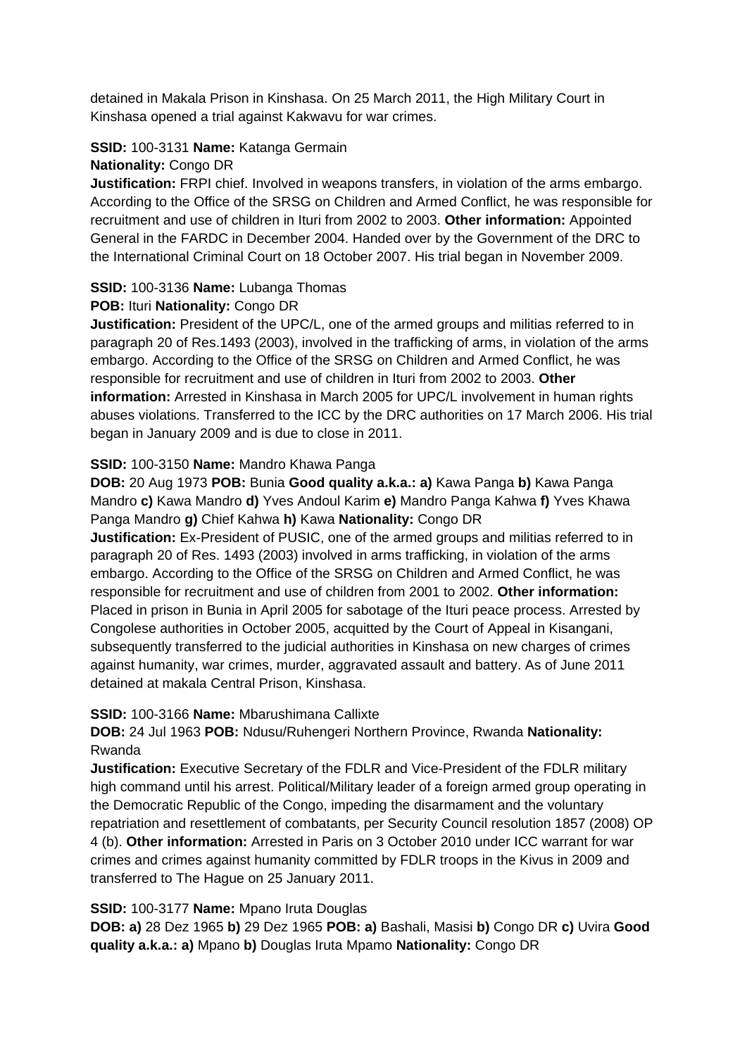detained in Makala Prison in Kinshasa. On 25 March 2011, the High Military Court in Kinshasa opened a trial against Kakwavu for war crimes.

**SSID:** 100-3131 **Name:** Katanga Germain
**Nationality:** Congo DR
**Justification:** FRPI chief. Involved in weapons transfers, in violation of the arms embargo. According to the Office of the SRSG on Children and Armed Conflict, he was responsible for recruitment and use of children in Ituri from 2002 to 2003. **Other information:** Appointed General in the FARDC in December 2004. Handed over by the Government of the DRC to the International Criminal Court on 18 October 2007. His trial began in November 2009.

**SSID:** 100-3136 **Name:** Lubanga Thomas
**POB:** Ituri **Nationality:** Congo DR
**Justification:** President of the UPC/L, one of the armed groups and militias referred to in paragraph 20 of Res.1493 (2003), involved in the trafficking of arms, in violation of the arms embargo. According to the Office of the SRSG on Children and Armed Conflict, he was responsible for recruitment and use of children in Ituri from 2002 to 2003. **Other information:** Arrested in Kinshasa in March 2005 for UPC/L involvement in human rights abuses violations. Transferred to the ICC by the DRC authorities on 17 March 2006. His trial began in January 2009 and is due to close in 2011.

**SSID:** 100-3150 **Name:** Mandro Khawa Panga
**DOB:** 20 Aug 1973 **POB:** Bunia **Good quality a.k.a.: a)** Kawa Panga **b)** Kawa Panga Mandro **c)** Kawa Mandro **d)** Yves Andoul Karim **e)** Mandro Panga Kahwa **f)** Yves Khawa Panga Mandro **g)** Chief Kahwa **h)** Kawa **Nationality:** Congo DR
**Justification:** Ex-President of PUSIC, one of the armed groups and militias referred to in paragraph 20 of Res. 1493 (2003) involved in arms trafficking, in violation of the arms embargo. According to the Office of the SRSG on Children and Armed Conflict, he was responsible for recruitment and use of children from 2001 to 2002. **Other information:** Placed in prison in Bunia in April 2005 for sabotage of the Ituri peace process. Arrested by Congolese authorities in October 2005, acquitted by the Court of Appeal in Kisangani, subsequently transferred to the judicial authorities in Kinshasa on new charges of crimes against humanity, war crimes, murder, aggravated assault and battery. As of June 2011 detained at makala Central Prison, Kinshasa.

**SSID:** 100-3166 **Name:** Mbarushimana Callixte
**DOB:** 24 Jul 1963 **POB:** Ndusu/Ruhengeri Northern Province, Rwanda **Nationality:** Rwanda
**Justification:** Executive Secretary of the FDLR and Vice-President of the FDLR military high command until his arrest. Political/Military leader of a foreign armed group operating in the Democratic Republic of the Congo, impeding the disarmament and the voluntary repatriation and resettlement of combatants, per Security Council resolution 1857 (2008) OP 4 (b). **Other information:** Arrested in Paris on 3 October 2010 under ICC warrant for war crimes and crimes against humanity committed by FDLR troops in the Kivus in 2009 and transferred to The Hague on 25 January 2011.

**SSID:** 100-3177 **Name:** Mpano Iruta Douglas
**DOB: a)** 28 Dez 1965 **b)** 29 Dez 1965 **POB: a)** Bashali, Masisi **b)** Congo DR **c)** Uvira **Good quality a.k.a.: a)** Mpano **b)** Douglas Iruta Mpamo **Nationality:** Congo DR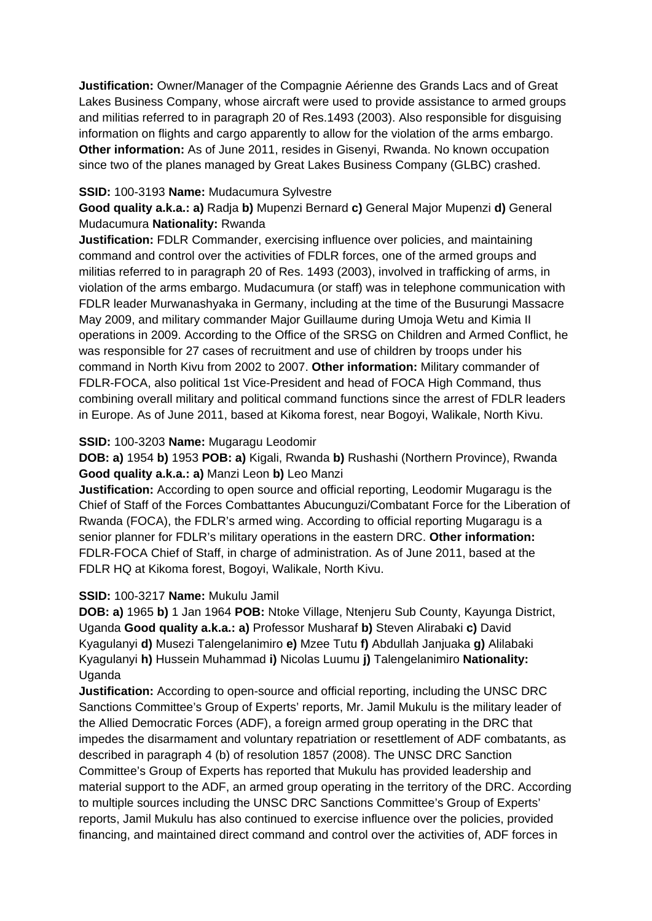**Justification:** Owner/Manager of the Compagnie Aérienne des Grands Lacs and of Great Lakes Business Company, whose aircraft were used to provide assistance to armed groups and militias referred to in paragraph 20 of Res.1493 (2003). Also responsible for disguising information on flights and cargo apparently to allow for the violation of the arms embargo. **Other information:** As of June 2011, resides in Gisenyi, Rwanda. No known occupation since two of the planes managed by Great Lakes Business Company (GLBC) crashed.

**SSID:** 100-3193 **Name:** Mudacumura Sylvestre

**Good quality a.k.a.: a)** Radja **b)** Mupenzi Bernard **c)** General Major Mupenzi **d)** General Mudacumura **Nationality:** Rwanda

**Justification:** FDLR Commander, exercising influence over policies, and maintaining command and control over the activities of FDLR forces, one of the armed groups and militias referred to in paragraph 20 of Res. 1493 (2003), involved in trafficking of arms, in violation of the arms embargo. Mudacumura (or staff) was in telephone communication with FDLR leader Murwanashyaka in Germany, including at the time of the Busurungi Massacre May 2009, and military commander Major Guillaume during Umoja Wetu and Kimia II operations in 2009. According to the Office of the SRSG on Children and Armed Conflict, he was responsible for 27 cases of recruitment and use of children by troops under his command in North Kivu from 2002 to 2007. **Other information:** Military commander of FDLR-FOCA, also political 1st Vice-President and head of FOCA High Command, thus combining overall military and political command functions since the arrest of FDLR leaders in Europe. As of June 2011, based at Kikoma forest, near Bogoyi, Walikale, North Kivu.

**SSID:** 100-3203 **Name:** Mugaragu Leodomir

**DOB: a)** 1954 **b)** 1953 **POB: a)** Kigali, Rwanda **b)** Rushashi (Northern Province), Rwanda **Good quality a.k.a.: a)** Manzi Leon **b)** Leo Manzi

**Justification:** According to open source and official reporting, Leodomir Mugaragu is the Chief of Staff of the Forces Combattantes Abucunguzi/Combatant Force for the Liberation of Rwanda (FOCA), the FDLR's armed wing. According to official reporting Mugaragu is a senior planner for FDLR's military operations in the eastern DRC. **Other information:** FDLR-FOCA Chief of Staff, in charge of administration. As of June 2011, based at the FDLR HQ at Kikoma forest, Bogoyi, Walikale, North Kivu.

**SSID:** 100-3217 **Name:** Mukulu Jamil

**DOB: a)** 1965 **b)** 1 Jan 1964 **POB:** Ntoke Village, Ntenjeru Sub County, Kayunga District, Uganda **Good quality a.k.a.: a)** Professor Musharaf **b)** Steven Alirabaki **c)** David Kyagulanyi **d)** Musezi Talengelanimiro **e)** Mzee Tutu **f)** Abdullah Janjuaka **g)** Alilabaki Kyagulanyi **h)** Hussein Muhammad **i)** Nicolas Luumu **j)** Talengelanimiro **Nationality:** Uganda

**Justification:** According to open-source and official reporting, including the UNSC DRC Sanctions Committee's Group of Experts' reports, Mr. Jamil Mukulu is the military leader of the Allied Democratic Forces (ADF), a foreign armed group operating in the DRC that impedes the disarmament and voluntary repatriation or resettlement of ADF combatants, as described in paragraph 4 (b) of resolution 1857 (2008). The UNSC DRC Sanction Committee's Group of Experts has reported that Mukulu has provided leadership and material support to the ADF, an armed group operating in the territory of the DRC. According to multiple sources including the UNSC DRC Sanctions Committee's Group of Experts' reports, Jamil Mukulu has also continued to exercise influence over the policies, provided financing, and maintained direct command and control over the activities of, ADF forces in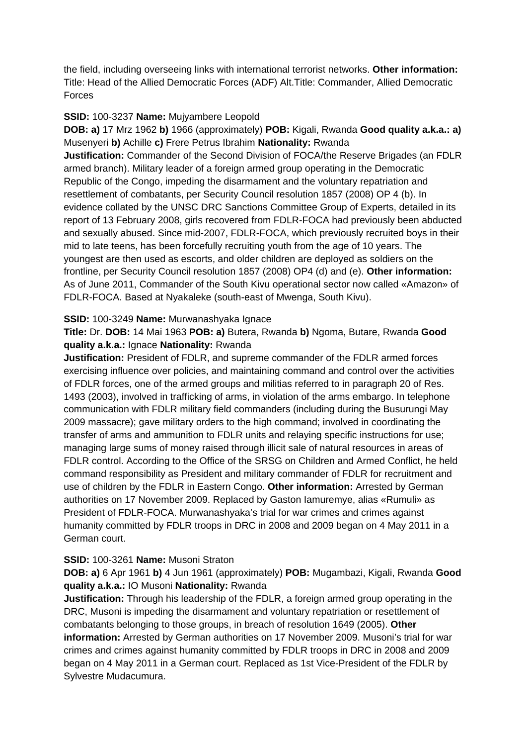the field, including overseeing links with international terrorist networks. **Other information:** Title: Head of the Allied Democratic Forces (ADF) Alt.Title: Commander, Allied Democratic Forces

**SSID:** 100-3237 **Name:** Mujyambere Leopold
**DOB: a)** 17 Mrz 1962 **b)** 1966 (approximately) **POB:** Kigali, Rwanda **Good quality a.k.a.: a)** Musenyeri **b)** Achille **c)** Frere Petrus Ibrahim **Nationality:** Rwanda
**Justification:** Commander of the Second Division of FOCA/the Reserve Brigades (an FDLR armed branch). Military leader of a foreign armed group operating in the Democratic Republic of the Congo, impeding the disarmament and the voluntary repatriation and resettlement of combatants, per Security Council resolution 1857 (2008) OP 4 (b). In evidence collated by the UNSC DRC Sanctions Committee Group of Experts, detailed in its report of 13 February 2008, girls recovered from FDLR-FOCA had previously been abducted and sexually abused. Since mid-2007, FDLR-FOCA, which previously recruited boys in their mid to late teens, has been forcefully recruiting youth from the age of 10 years. The youngest are then used as escorts, and older children are deployed as soldiers on the frontline, per Security Council resolution 1857 (2008) OP4 (d) and (e). **Other information:** As of June 2011, Commander of the South Kivu operational sector now called «Amazon» of FDLR-FOCA. Based at Nyakaleke (south-east of Mwenga, South Kivu).

**SSID:** 100-3249 **Name:** Murwanashyaka Ignace
**Title:** Dr. **DOB:** 14 Mai 1963 **POB: a)** Butera, Rwanda **b)** Ngoma, Butare, Rwanda **Good quality a.k.a.:** Ignace **Nationality:** Rwanda
**Justification:** President of FDLR, and supreme commander of the FDLR armed forces exercising influence over policies, and maintaining command and control over the activities of FDLR forces, one of the armed groups and militias referred to in paragraph 20 of Res. 1493 (2003), involved in trafficking of arms, in violation of the arms embargo. In telephone communication with FDLR military field commanders (including during the Busurungi May 2009 massacre); gave military orders to the high command; involved in coordinating the transfer of arms and ammunition to FDLR units and relaying specific instructions for use; managing large sums of money raised through illicit sale of natural resources in areas of FDLR control. According to the Office of the SRSG on Children and Armed Conflict, he held command responsibility as President and military commander of FDLR for recruitment and use of children by the FDLR in Eastern Congo. **Other information:** Arrested by German authorities on 17 November 2009. Replaced by Gaston Iamuremye, alias «Rumuli» as President of FDLR-FOCA. Murwanashyaka's trial for war crimes and crimes against humanity committed by FDLR troops in DRC in 2008 and 2009 began on 4 May 2011 in a German court.

**SSID:** 100-3261 **Name:** Musoni Straton
**DOB: a)** 6 Apr 1961 **b)** 4 Jun 1961 (approximately) **POB:** Mugambazi, Kigali, Rwanda **Good quality a.k.a.:** IO Musoni **Nationality:** Rwanda
**Justification:** Through his leadership of the FDLR, a foreign armed group operating in the DRC, Musoni is impeding the disarmament and voluntary repatriation or resettlement of combatants belonging to those groups, in breach of resolution 1649 (2005). **Other information:** Arrested by German authorities on 17 November 2009. Musoni's trial for war crimes and crimes against humanity committed by FDLR troops in DRC in 2008 and 2009 began on 4 May 2011 in a German court. Replaced as 1st Vice-President of the FDLR by Sylvestre Mudacumura.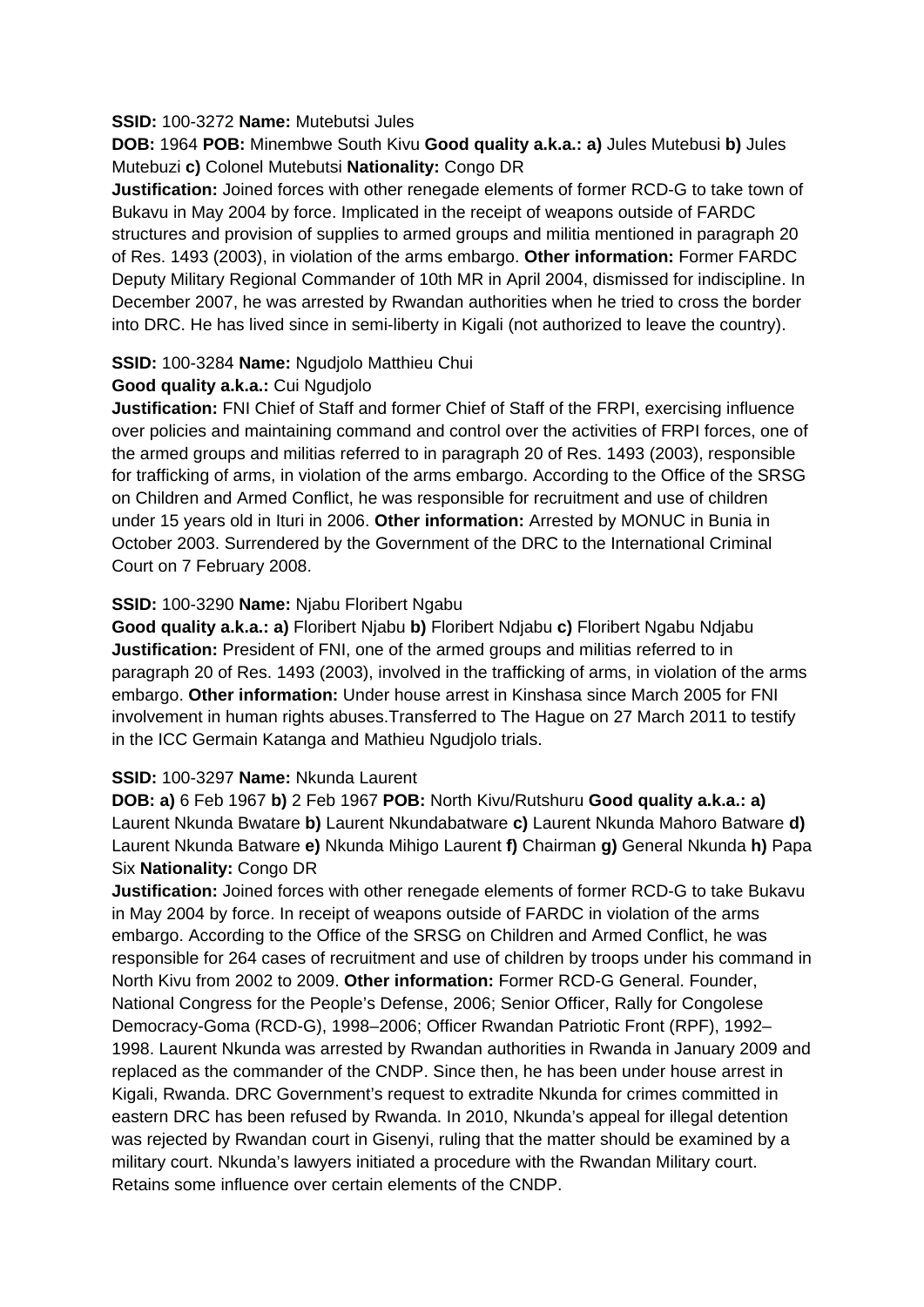**SSID:** 100-3272 **Name:** Mutebutsi Jules

**DOB:** 1964 **POB:** Minembwe South Kivu **Good quality a.k.a.: a)** Jules Mutebusi **b)** Jules Mutebuzi **c)** Colonel Mutebutsi **Nationality:** Congo DR

**Justification:** Joined forces with other renegade elements of former RCD-G to take town of Bukavu in May 2004 by force. Implicated in the receipt of weapons outside of FARDC structures and provision of supplies to armed groups and militia mentioned in paragraph 20 of Res. 1493 (2003), in violation of the arms embargo. **Other information:** Former FARDC Deputy Military Regional Commander of 10th MR in April 2004, dismissed for indiscipline. In December 2007, he was arrested by Rwandan authorities when he tried to cross the border into DRC. He has lived since in semi-liberty in Kigali (not authorized to leave the country).

**SSID:** 100-3284 **Name:** Ngudjolo Matthieu Chui

**Good quality a.k.a.:** Cui Ngudjolo

**Justification:** FNI Chief of Staff and former Chief of Staff of the FRPI, exercising influence over policies and maintaining command and control over the activities of FRPI forces, one of the armed groups and militias referred to in paragraph 20 of Res. 1493 (2003), responsible for trafficking of arms, in violation of the arms embargo. According to the Office of the SRSG on Children and Armed Conflict, he was responsible for recruitment and use of children under 15 years old in Ituri in 2006. **Other information:** Arrested by MONUC in Bunia in October 2003. Surrendered by the Government of the DRC to the International Criminal Court on 7 February 2008.

**SSID:** 100-3290 **Name:** Njabu Floribert Ngabu

**Good quality a.k.a.: a)** Floribert Njabu **b)** Floribert Ndjabu **c)** Floribert Ngabu Ndjabu

**Justification:** President of FNI, one of the armed groups and militias referred to in paragraph 20 of Res. 1493 (2003), involved in the trafficking of arms, in violation of the arms embargo. **Other information:** Under house arrest in Kinshasa since March 2005 for FNI involvement in human rights abuses.Transferred to The Hague on 27 March 2011 to testify in the ICC Germain Katanga and Mathieu Ngudjolo trials.

**SSID:** 100-3297 **Name:** Nkunda Laurent

**DOB: a)** 6 Feb 1967 **b)** 2 Feb 1967 **POB:** North Kivu/Rutshuru **Good quality a.k.a.: a)** Laurent Nkunda Bwatare **b)** Laurent Nkundabatware **c)** Laurent Nkunda Mahoro Batware **d)** Laurent Nkunda Batware **e)** Nkunda Mihigo Laurent **f)** Chairman **g)** General Nkunda **h)** Papa Six **Nationality:** Congo DR

**Justification:** Joined forces with other renegade elements of former RCD-G to take Bukavu in May 2004 by force. In receipt of weapons outside of FARDC in violation of the arms embargo. According to the Office of the SRSG on Children and Armed Conflict, he was responsible for 264 cases of recruitment and use of children by troops under his command in North Kivu from 2002 to 2009. **Other information:** Former RCD-G General. Founder, National Congress for the People's Defense, 2006; Senior Officer, Rally for Congolese Democracy-Goma (RCD-G), 1998–2006; Officer Rwandan Patriotic Front (RPF), 1992–1998. Laurent Nkunda was arrested by Rwandan authorities in Rwanda in January 2009 and replaced as the commander of the CNDP. Since then, he has been under house arrest in Kigali, Rwanda. DRC Government's request to extradite Nkunda for crimes committed in eastern DRC has been refused by Rwanda. In 2010, Nkunda's appeal for illegal detention was rejected by Rwandan court in Gisenyi, ruling that the matter should be examined by a military court. Nkunda's lawyers initiated a procedure with the Rwandan Military court. Retains some influence over certain elements of the CNDP.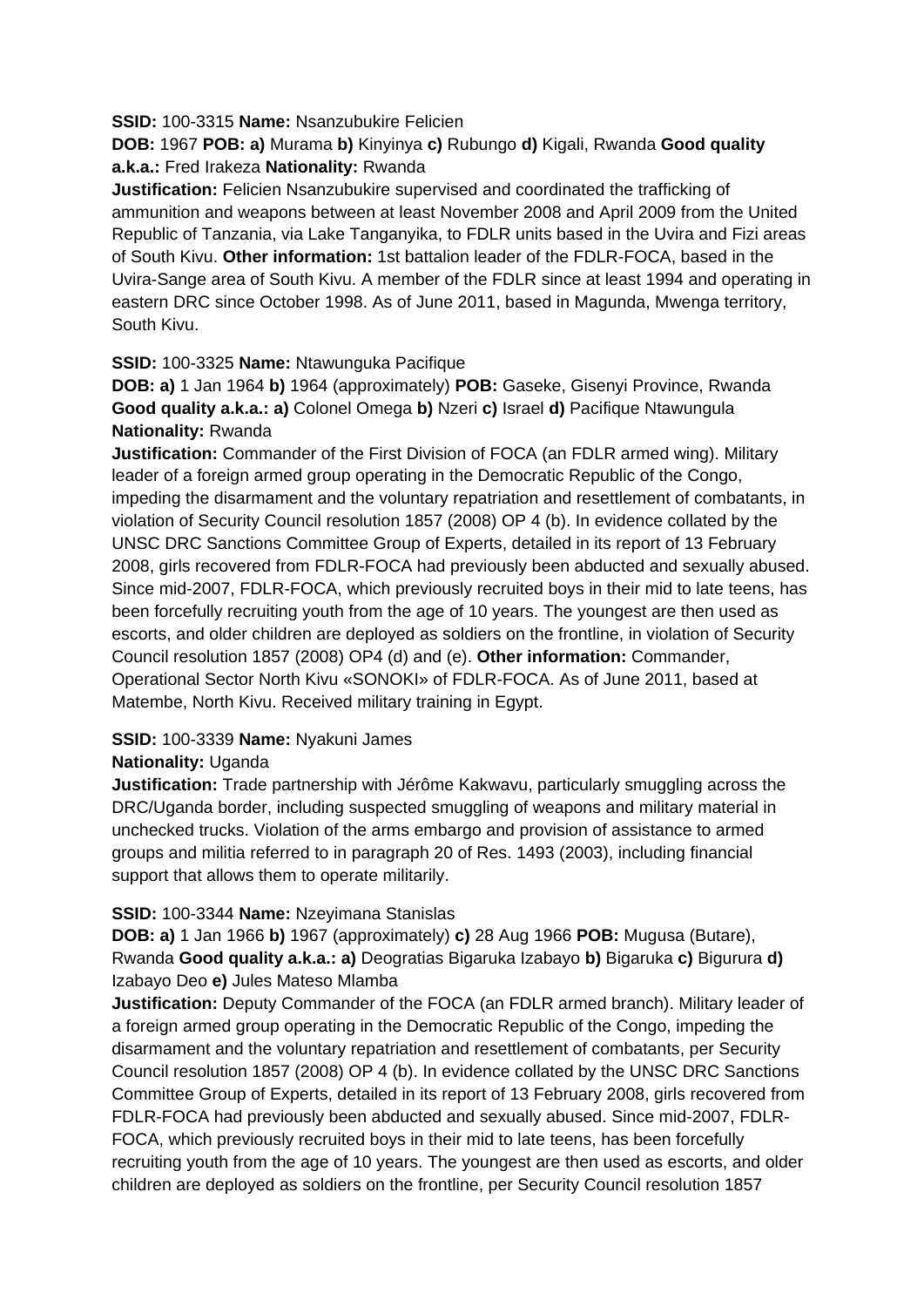**SSID:** 100-3315 **Name:** Nsanzubukire Felicien

**DOB:** 1967 **POB: a)** Murama **b)** Kinyinya **c)** Rubungo **d)** Kigali, Rwanda **Good quality a.k.a.:** Fred Irakeza **Nationality:** Rwanda

**Justification:** Felicien Nsanzubukire supervised and coordinated the trafficking of ammunition and weapons between at least November 2008 and April 2009 from the United Republic of Tanzania, via Lake Tanganyika, to FDLR units based in the Uvira and Fizi areas of South Kivu. **Other information:** 1st battalion leader of the FDLR-FOCA, based in the Uvira-Sange area of South Kivu. A member of the FDLR since at least 1994 and operating in eastern DRC since October 1998. As of June 2011, based in Magunda, Mwenga territory, South Kivu.

**SSID:** 100-3325 **Name:** Ntawunguka Pacifique

**DOB: a)** 1 Jan 1964 **b)** 1964 (approximately) **POB:** Gaseke, Gisenyi Province, Rwanda **Good quality a.k.a.: a)** Colonel Omega **b)** Nzeri **c)** Israel **d)** Pacifique Ntawungula **Nationality:** Rwanda

**Justification:** Commander of the First Division of FOCA (an FDLR armed wing). Military leader of a foreign armed group operating in the Democratic Republic of the Congo, impeding the disarmament and the voluntary repatriation and resettlement of combatants, in violation of Security Council resolution 1857 (2008) OP 4 (b). In evidence collated by the UNSC DRC Sanctions Committee Group of Experts, detailed in its report of 13 February 2008, girls recovered from FDLR-FOCA had previously been abducted and sexually abused. Since mid-2007, FDLR-FOCA, which previously recruited boys in their mid to late teens, has been forcefully recruiting youth from the age of 10 years. The youngest are then used as escorts, and older children are deployed as soldiers on the frontline, in violation of Security Council resolution 1857 (2008) OP4 (d) and (e). **Other information:** Commander, Operational Sector North Kivu «SONOKI» of FDLR-FOCA. As of June 2011, based at Matembe, North Kivu. Received military training in Egypt.

**SSID:** 100-3339 **Name:** Nyakuni James

**Nationality:** Uganda

**Justification:** Trade partnership with Jérôme Kakwavu, particularly smuggling across the DRC/Uganda border, including suspected smuggling of weapons and military material in unchecked trucks. Violation of the arms embargo and provision of assistance to armed groups and militia referred to in paragraph 20 of Res. 1493 (2003), including financial support that allows them to operate militarily.

**SSID:** 100-3344 **Name:** Nzeyimana Stanislas

**DOB: a)** 1 Jan 1966 **b)** 1967 (approximately) **c)** 28 Aug 1966 **POB:** Mugusa (Butare), Rwanda **Good quality a.k.a.: a)** Deogratias Bigaruka Izabayo **b)** Bigaruka **c)** Bigurura **d)** Izabayo Deo **e)** Jules Mateso Mlamba

**Justification:** Deputy Commander of the FOCA (an FDLR armed branch). Military leader of a foreign armed group operating in the Democratic Republic of the Congo, impeding the disarmament and the voluntary repatriation and resettlement of combatants, per Security Council resolution 1857 (2008) OP 4 (b). In evidence collated by the UNSC DRC Sanctions Committee Group of Experts, detailed in its report of 13 February 2008, girls recovered from FDLR-FOCA had previously been abducted and sexually abused. Since mid-2007, FDLR-FOCA, which previously recruited boys in their mid to late teens, has been forcefully recruiting youth from the age of 10 years. The youngest are then used as escorts, and older children are deployed as soldiers on the frontline, per Security Council resolution 1857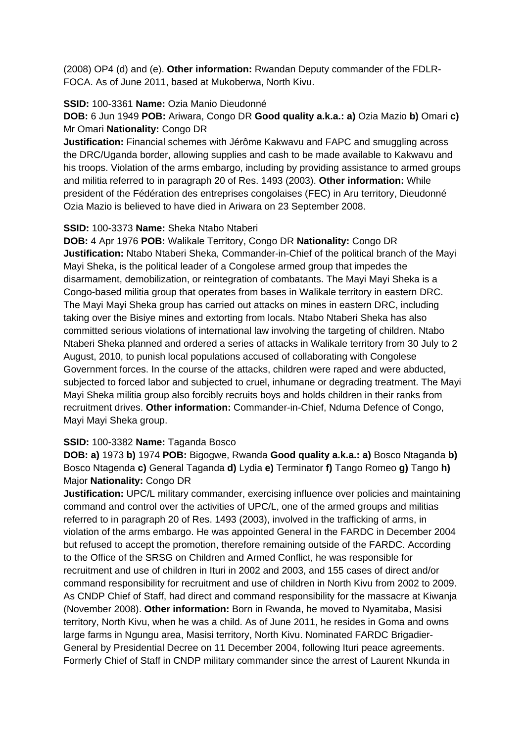(2008) OP4 (d) and (e). **Other information:** Rwandan Deputy commander of the FDLR-FOCA. As of June 2011, based at Mukoberwa, North Kivu.

**SSID:** 100-3361 **Name:** Ozia Manio Dieudonné
**DOB:** 6 Jun 1949 **POB:** Ariwara, Congo DR **Good quality a.k.a.: a)** Ozia Mazio **b)** Omari **c)** Mr Omari **Nationality:** Congo DR
**Justification:** Financial schemes with Jérôme Kakwavu and FAPC and smuggling across the DRC/Uganda border, allowing supplies and cash to be made available to Kakwavu and his troops. Violation of the arms embargo, including by providing assistance to armed groups and militia referred to in paragraph 20 of Res. 1493 (2003). **Other information:** While president of the Fédération des entreprises congolaises (FEC) in Aru territory, Dieudonné Ozia Mazio is believed to have died in Ariwara on 23 September 2008.

**SSID:** 100-3373 **Name:** Sheka Ntabo Ntaberi
**DOB:** 4 Apr 1976 **POB:** Walikale Territory, Congo DR **Nationality:** Congo DR
**Justification:** Ntabo Ntaberi Sheka, Commander-in-Chief of the political branch of the Mayi Mayi Sheka, is the political leader of a Congolese armed group that impedes the disarmament, demobilization, or reintegration of combatants. The Mayi Mayi Sheka is a Congo-based militia group that operates from bases in Walikale territory in eastern DRC. The Mayi Mayi Sheka group has carried out attacks on mines in eastern DRC, including taking over the Bisiye mines and extorting from locals. Ntabo Ntaberi Sheka has also committed serious violations of international law involving the targeting of children. Ntabo Ntaberi Sheka planned and ordered a series of attacks in Walikale territory from 30 July to 2 August, 2010, to punish local populations accused of collaborating with Congolese Government forces. In the course of the attacks, children were raped and were abducted, subjected to forced labor and subjected to cruel, inhumane or degrading treatment. The Mayi Mayi Sheka militia group also forcibly recruits boys and holds children in their ranks from recruitment drives. **Other information:** Commander-in-Chief, Nduma Defence of Congo, Mayi Mayi Sheka group.

**SSID:** 100-3382 **Name:** Taganda Bosco
**DOB: a)** 1973 **b)** 1974 **POB:** Bigogwe, Rwanda **Good quality a.k.a.: a)** Bosco Ntaganda **b)** Bosco Ntagenda **c)** General Taganda **d)** Lydia **e)** Terminator **f)** Tango Romeo **g)** Tango **h)** Major **Nationality:** Congo DR
**Justification:** UPC/L military commander, exercising influence over policies and maintaining command and control over the activities of UPC/L, one of the armed groups and militias referred to in paragraph 20 of Res. 1493 (2003), involved in the trafficking of arms, in violation of the arms embargo. He was appointed General in the FARDC in December 2004 but refused to accept the promotion, therefore remaining outside of the FARDC. According to the Office of the SRSG on Children and Armed Conflict, he was responsible for recruitment and use of children in Ituri in 2002 and 2003, and 155 cases of direct and/or command responsibility for recruitment and use of children in North Kivu from 2002 to 2009. As CNDP Chief of Staff, had direct and command responsibility for the massacre at Kiwanja (November 2008). **Other information:** Born in Rwanda, he moved to Nyamitaba, Masisi territory, North Kivu, when he was a child. As of June 2011, he resides in Goma and owns large farms in Ngungu area, Masisi territory, North Kivu. Nominated FARDC Brigadier-General by Presidential Decree on 11 December 2004, following Ituri peace agreements. Formerly Chief of Staff in CNDP military commander since the arrest of Laurent Nkunda in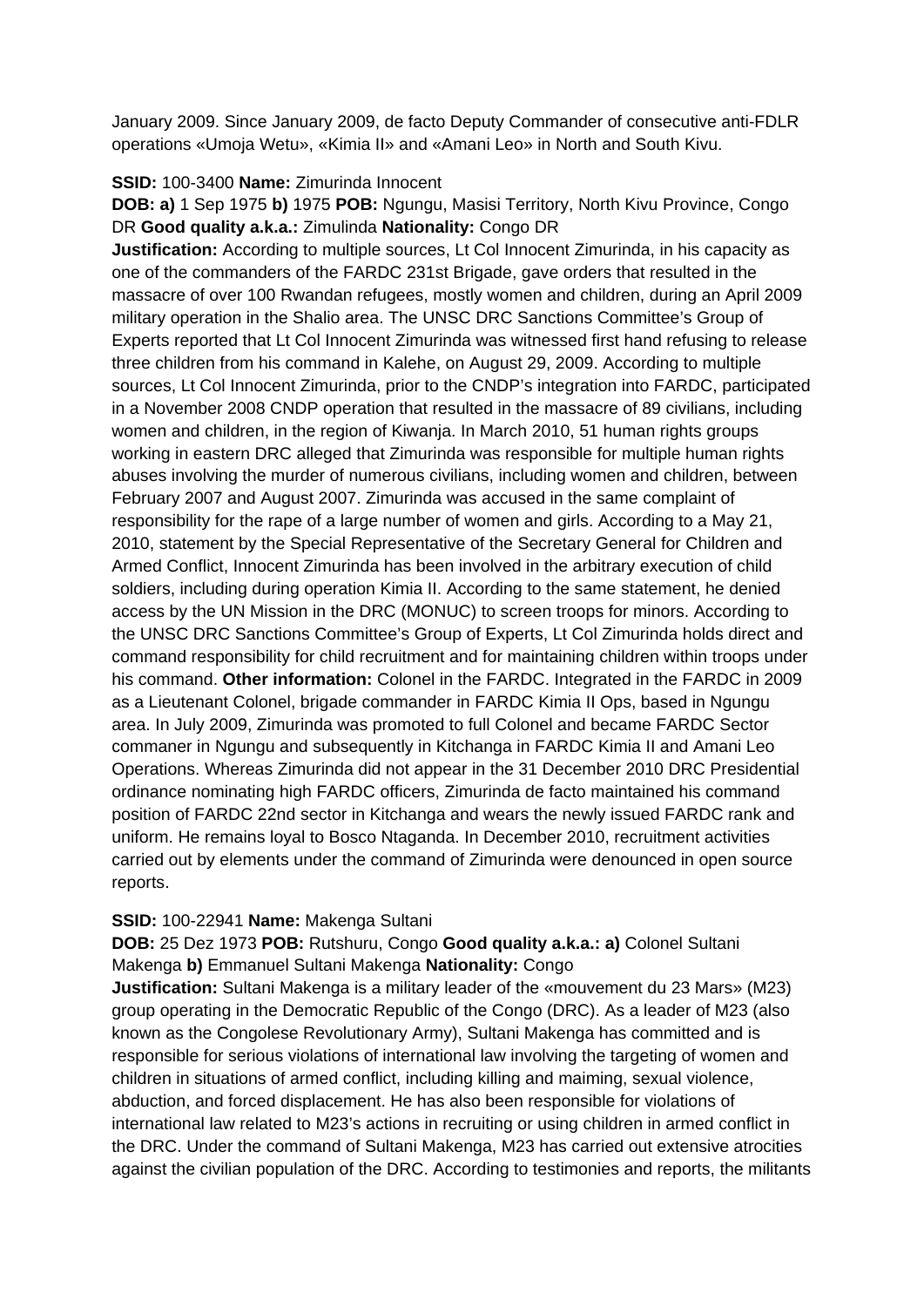January 2009. Since January 2009, de facto Deputy Commander of consecutive anti-FDLR operations «Umoja Wetu», «Kimia II» and «Amani Leo» in North and South Kivu.

**SSID:** 100-3400 **Name:** Zimurinda Innocent

**DOB: a)** 1 Sep 1975 **b)** 1975 **POB:** Ngungu, Masisi Territory, North Kivu Province, Congo DR **Good quality a.k.a.:** Zimulinda **Nationality:** Congo DR

**Justification:** According to multiple sources, Lt Col Innocent Zimurinda, in his capacity as one of the commanders of the FARDC 231st Brigade, gave orders that resulted in the massacre of over 100 Rwandan refugees, mostly women and children, during an April 2009 military operation in the Shalio area. The UNSC DRC Sanctions Committee's Group of Experts reported that Lt Col Innocent Zimurinda was witnessed first hand refusing to release three children from his command in Kalehe, on August 29, 2009. According to multiple sources, Lt Col Innocent Zimurinda, prior to the CNDP's integration into FARDC, participated in a November 2008 CNDP operation that resulted in the massacre of 89 civilians, including women and children, in the region of Kiwanja. In March 2010, 51 human rights groups working in eastern DRC alleged that Zimurinda was responsible for multiple human rights abuses involving the murder of numerous civilians, including women and children, between February 2007 and August 2007. Zimurinda was accused in the same complaint of responsibility for the rape of a large number of women and girls. According to a May 21, 2010, statement by the Special Representative of the Secretary General for Children and Armed Conflict, Innocent Zimurinda has been involved in the arbitrary execution of child soldiers, including during operation Kimia II. According to the same statement, he denied access by the UN Mission in the DRC (MONUC) to screen troops for minors. According to the UNSC DRC Sanctions Committee's Group of Experts, Lt Col Zimurinda holds direct and command responsibility for child recruitment and for maintaining children within troops under his command. **Other information:** Colonel in the FARDC. Integrated in the FARDC in 2009 as a Lieutenant Colonel, brigade commander in FARDC Kimia II Ops, based in Ngungu area. In July 2009, Zimurinda was promoted to full Colonel and became FARDC Sector commaner in Ngungu and subsequently in Kitchanga in FARDC Kimia II and Amani Leo Operations. Whereas Zimurinda did not appear in the 31 December 2010 DRC Presidential ordinance nominating high FARDC officers, Zimurinda de facto maintained his command position of FARDC 22nd sector in Kitchanga and wears the newly issued FARDC rank and uniform. He remains loyal to Bosco Ntaganda. In December 2010, recruitment activities carried out by elements under the command of Zimurinda were denounced in open source reports.

**SSID:** 100-22941 **Name:** Makenga Sultani

**DOB:** 25 Dez 1973 **POB:** Rutshuru, Congo **Good quality a.k.a.: a)** Colonel Sultani Makenga **b)** Emmanuel Sultani Makenga **Nationality:** Congo

**Justification:** Sultani Makenga is a military leader of the «mouvement du 23 Mars» (M23) group operating in the Democratic Republic of the Congo (DRC). As a leader of M23 (also known as the Congolese Revolutionary Army), Sultani Makenga has committed and is responsible for serious violations of international law involving the targeting of women and children in situations of armed conflict, including killing and maiming, sexual violence, abduction, and forced displacement. He has also been responsible for violations of international law related to M23's actions in recruiting or using children in armed conflict in the DRC. Under the command of Sultani Makenga, M23 has carried out extensive atrocities against the civilian population of the DRC. According to testimonies and reports, the militants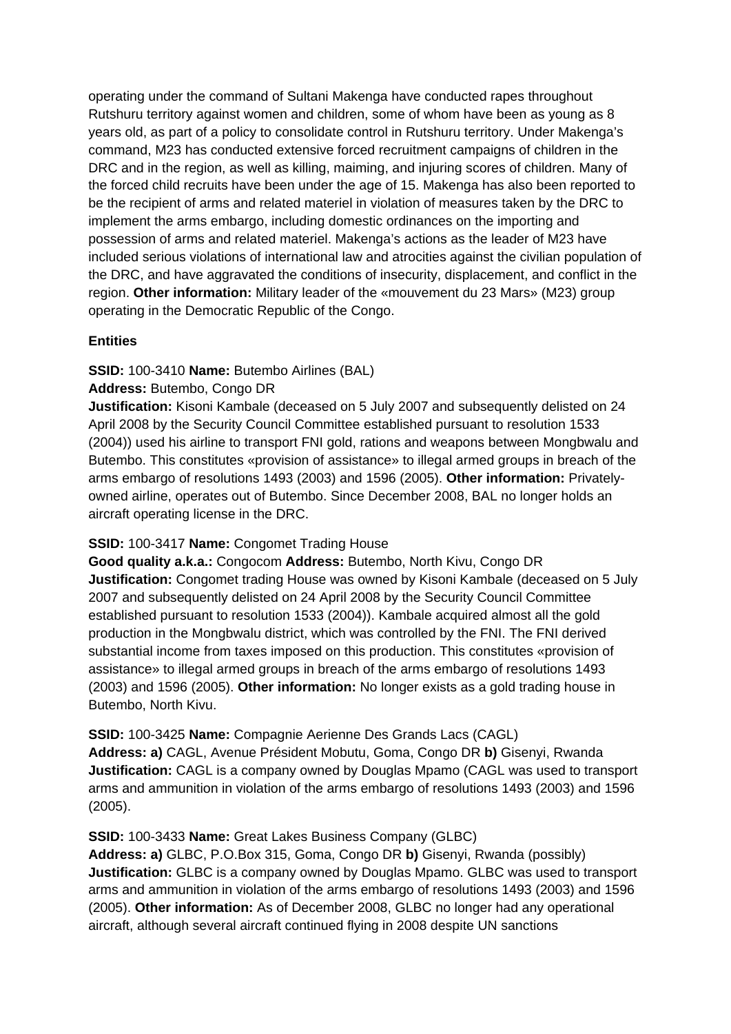operating under the command of Sultani Makenga have conducted rapes throughout Rutshuru territory against women and children, some of whom have been as young as 8 years old, as part of a policy to consolidate control in Rutshuru territory. Under Makenga's command, M23 has conducted extensive forced recruitment campaigns of children in the DRC and in the region, as well as killing, maiming, and injuring scores of children. Many of the forced child recruits have been under the age of 15. Makenga has also been reported to be the recipient of arms and related materiel in violation of measures taken by the DRC to implement the arms embargo, including domestic ordinances on the importing and possession of arms and related materiel. Makenga's actions as the leader of M23 have included serious violations of international law and atrocities against the civilian population of the DRC, and have aggravated the conditions of insecurity, displacement, and conflict in the region. **Other information:** Military leader of the «mouvement du 23 Mars» (M23) group operating in the Democratic Republic of the Congo.

**Entities**

**SSID:** 100-3410 **Name:** Butembo Airlines (BAL)
**Address:** Butembo, Congo DR
**Justification:** Kisoni Kambale (deceased on 5 July 2007 and subsequently delisted on 24 April 2008 by the Security Council Committee established pursuant to resolution 1533 (2004)) used his airline to transport FNI gold, rations and weapons between Mongbwalu and Butembo. This constitutes «provision of assistance» to illegal armed groups in breach of the arms embargo of resolutions 1493 (2003) and 1596 (2005). **Other information:** Privately-owned airline, operates out of Butembo. Since December 2008, BAL no longer holds an aircraft operating license in the DRC.

**SSID:** 100-3417 **Name:** Congomet Trading House
**Good quality a.k.a.:** Congocom **Address:** Butembo, North Kivu, Congo DR
**Justification:** Congomet trading House was owned by Kisoni Kambale (deceased on 5 July 2007 and subsequently delisted on 24 April 2008 by the Security Council Committee established pursuant to resolution 1533 (2004)). Kambale acquired almost all the gold production in the Mongbwalu district, which was controlled by the FNI. The FNI derived substantial income from taxes imposed on this production. This constitutes «provision of assistance» to illegal armed groups in breach of the arms embargo of resolutions 1493 (2003) and 1596 (2005). **Other information:** No longer exists as a gold trading house in Butembo, North Kivu.

**SSID:** 100-3425 **Name:** Compagnie Aerienne Des Grands Lacs (CAGL)
**Address: a)** CAGL, Avenue Président Mobutu, Goma, Congo DR **b)** Gisenyi, Rwanda
**Justification:** CAGL is a company owned by Douglas Mpamo (CAGL was used to transport arms and ammunition in violation of the arms embargo of resolutions 1493 (2003) and 1596 (2005).

**SSID:** 100-3433 **Name:** Great Lakes Business Company (GLBC)
**Address: a)** GLBC, P.O.Box 315, Goma, Congo DR **b)** Gisenyi, Rwanda (possibly)
**Justification:** GLBC is a company owned by Douglas Mpamo. GLBC was used to transport arms and ammunition in violation of the arms embargo of resolutions 1493 (2003) and 1596 (2005). **Other information:** As of December 2008, GLBC no longer had any operational aircraft, although several aircraft continued flying in 2008 despite UN sanctions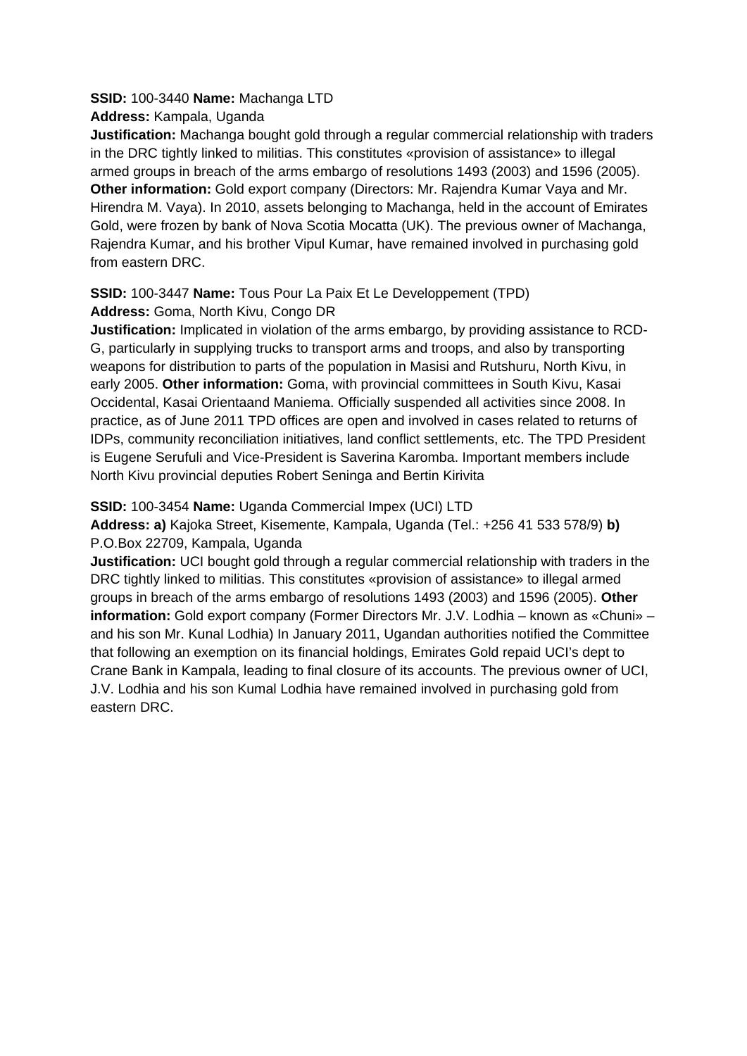**SSID:** 100-3440 **Name:** Machanga LTD

**Address:** Kampala, Uganda

**Justification:** Machanga bought gold through a regular commercial relationship with traders in the DRC tightly linked to militias. This constitutes «provision of assistance» to illegal armed groups in breach of the arms embargo of resolutions 1493 (2003) and 1596 (2005). **Other information:** Gold export company (Directors: Mr. Rajendra Kumar Vaya and Mr. Hirendra M. Vaya). In 2010, assets belonging to Machanga, held in the account of Emirates Gold, were frozen by bank of Nova Scotia Mocatta (UK). The previous owner of Machanga, Rajendra Kumar, and his brother Vipul Kumar, have remained involved in purchasing gold from eastern DRC.

**SSID:** 100-3447 **Name:** Tous Pour La Paix Et Le Developpement (TPD)

**Address:** Goma, North Kivu, Congo DR

**Justification:** Implicated in violation of the arms embargo, by providing assistance to RCD-G, particularly in supplying trucks to transport arms and troops, and also by transporting weapons for distribution to parts of the population in Masisi and Rutshuru, North Kivu, in early 2005. **Other information:** Goma, with provincial committees in South Kivu, Kasai Occidental, Kasai Orientaand Maniema. Officially suspended all activities since 2008. In practice, as of June 2011 TPD offices are open and involved in cases related to returns of IDPs, community reconciliation initiatives, land conflict settlements, etc. The TPD President is Eugene Serufuli and Vice-President is Saverina Karomba. Important members include North Kivu provincial deputies Robert Seninga and Bertin Kirivita

**SSID:** 100-3454 **Name:** Uganda Commercial Impex (UCI) LTD

**Address: a)** Kajoka Street, Kisemente, Kampala, Uganda (Tel.: +256 41 533 578/9) **b)** P.O.Box 22709, Kampala, Uganda

**Justification:** UCI bought gold through a regular commercial relationship with traders in the DRC tightly linked to militias. This constitutes «provision of assistance» to illegal armed groups in breach of the arms embargo of resolutions 1493 (2003) and 1596 (2005). **Other information:** Gold export company (Former Directors Mr. J.V. Lodhia – known as «Chuni» – and his son Mr. Kunal Lodhia) In January 2011, Ugandan authorities notified the Committee that following an exemption on its financial holdings, Emirates Gold repaid UCI's dept to Crane Bank in Kampala, leading to final closure of its accounts. The previous owner of UCI, J.V. Lodhia and his son Kumal Lodhia have remained involved in purchasing gold from eastern DRC.